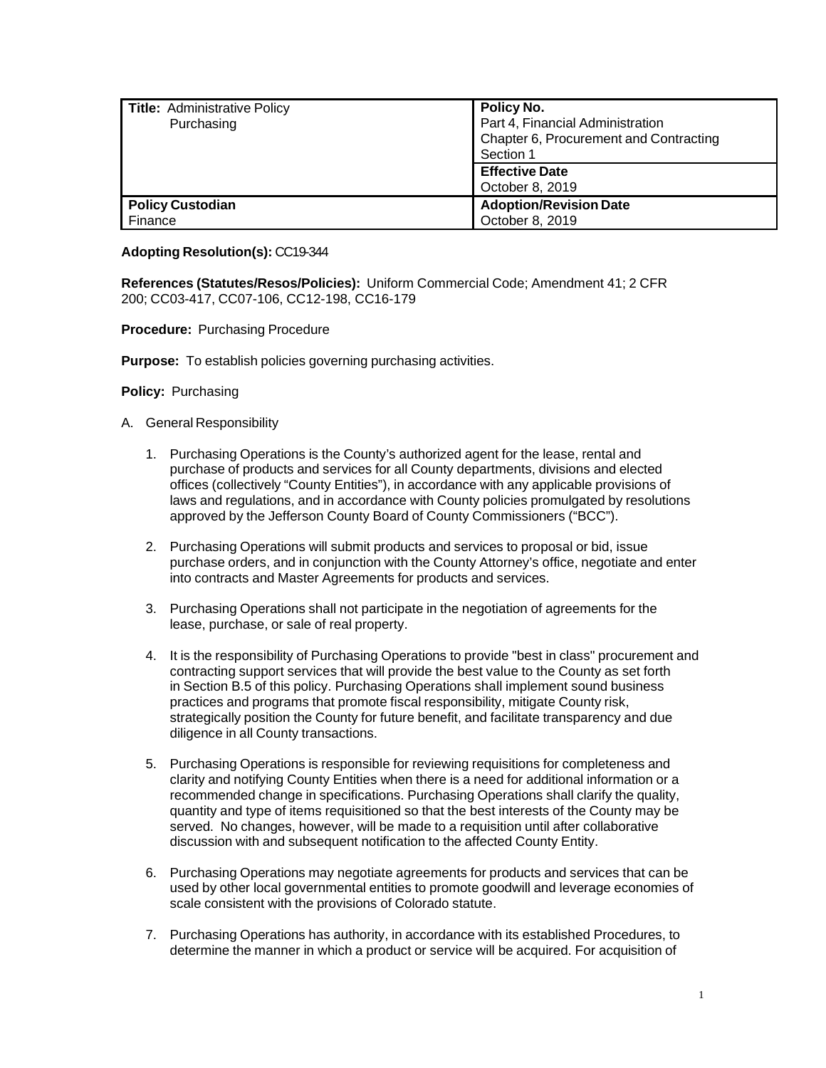| **Title:** Administrative Policy<br>Purchasing | **Policy No.**<br>Part 4, Financial Administration<br>Chapter 6, Procurement and Contracting<br>Section 1 |
| --- | --- |
| | **Effective Date**<br>October 8, 2019 |
| **Policy Custodian**<br>Finance | **Adoption/Revision Date**<br>October 8, 2019 |

**Adopting Resolution(s):** CC19-344

**References (Statutes/Resos/Policies):** Uniform Commercial Code; Amendment 41; 2 CFR 200; CC03-417, CC07-106, CC12-198, CC16-179

**Procedure:** Purchasing Procedure

**Purpose:** To establish policies governing purchasing activities.

**Policy:** Purchasing

A. General Responsibility

1. Purchasing Operations is the County's authorized agent for the lease, rental and purchase of products and services for all County departments, divisions and elected offices (collectively "County Entities"), in accordance with any applicable provisions of laws and regulations, and in accordance with County policies promulgated by resolutions approved by the Jefferson County Board of County Commissioners ("BCC").

2. Purchasing Operations will submit products and services to proposal or bid, issue purchase orders, and in conjunction with the County Attorney's office, negotiate and enter into contracts and Master Agreements for products and services.

3. Purchasing Operations shall not participate in the negotiation of agreements for the lease, purchase, or sale of real property.

4. It is the responsibility of Purchasing Operations to provide "best in class" procurement and contracting support services that will provide the best value to the County as set forth in Section B.5 of this policy. Purchasing Operations shall implement sound business practices and programs that promote fiscal responsibility, mitigate County risk, strategically position the County for future benefit, and facilitate transparency and due diligence in all County transactions.

5. Purchasing Operations is responsible for reviewing requisitions for completeness and clarity and notifying County Entities when there is a need for additional information or a recommended change in specifications. Purchasing Operations shall clarify the quality, quantity and type of items requisitioned so that the best interests of the County may be served. No changes, however, will be made to a requisition until after collaborative discussion with and subsequent notification to the affected County Entity.

6. Purchasing Operations may negotiate agreements for products and services that can be used by other local governmental entities to promote goodwill and leverage economies of scale consistent with the provisions of Colorado statute.

7. Purchasing Operations has authority, in accordance with its established Procedures, to determine the manner in which a product or service will be acquired. For acquisition of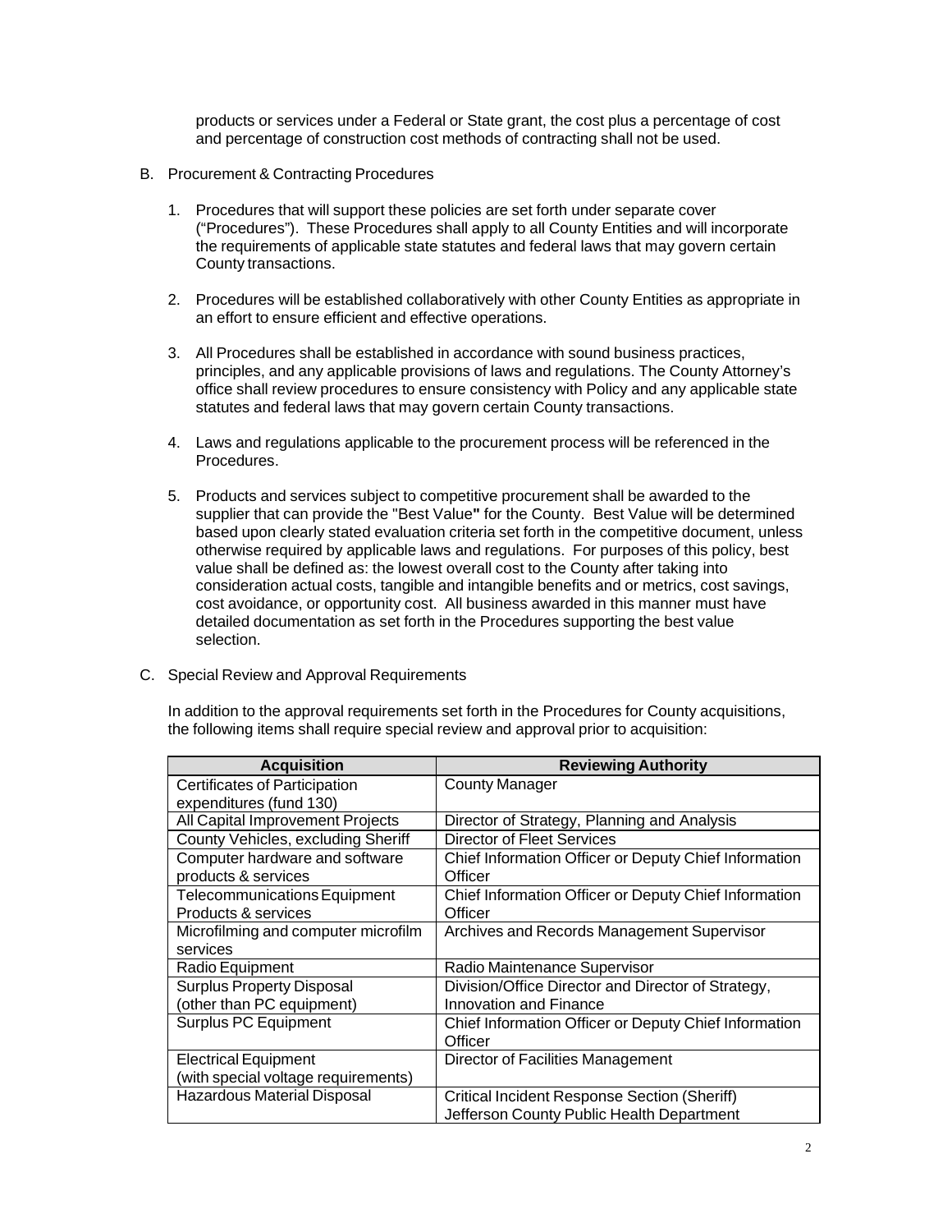products or services under a Federal or State grant, the cost plus a percentage of cost and percentage of construction cost methods of contracting shall not be used.

B. Procurement & Contracting Procedures

1. Procedures that will support these policies are set forth under separate cover ("Procedures"). These Procedures shall apply to all County Entities and will incorporate the requirements of applicable state statutes and federal laws that may govern certain County transactions.

2. Procedures will be established collaboratively with other County Entities as appropriate in an effort to ensure efficient and effective operations.

3. All Procedures shall be established in accordance with sound business practices, principles, and any applicable provisions of laws and regulations. The County Attorney's office shall review procedures to ensure consistency with Policy and any applicable state statutes and federal laws that may govern certain County transactions.

4. Laws and regulations applicable to the procurement process will be referenced in the Procedures.

5. Products and services subject to competitive procurement shall be awarded to the supplier that can provide the "Best Value**"** for the County. Best Value will be determined based upon clearly stated evaluation criteria set forth in the competitive document, unless otherwise required by applicable laws and regulations. For purposes of this policy, best value shall be defined as: the lowest overall cost to the County after taking into consideration actual costs, tangible and intangible benefits and or metrics, cost savings, cost avoidance, or opportunity cost. All business awarded in this manner must have detailed documentation as set forth in the Procedures supporting the best value selection.

C. Special Review and Approval Requirements

In addition to the approval requirements set forth in the Procedures for County acquisitions, the following items shall require special review and approval prior to acquisition:

| Acquisition | Reviewing Authority |
|---|---|
| Certificates of Participation expenditures (fund 130) | County Manager |
| All Capital Improvement Projects | Director of Strategy, Planning and Analysis |
| County Vehicles, excluding Sheriff | Director of Fleet Services |
| Computer hardware and software products & services | Chief Information Officer or Deputy Chief Information Officer |
| Telecommunications Equipment Products & services | Chief Information Officer or Deputy Chief Information Officer |
| Microfilming and computer microfilm services | Archives and Records Management Supervisor |
| Radio Equipment | Radio Maintenance Supervisor |
| Surplus Property Disposal (other than PC equipment) | Division/Office Director and Director of Strategy, Innovation and Finance |
| Surplus PC Equipment | Chief Information Officer or Deputy Chief Information Officer |
| Electrical Equipment (with special voltage requirements) | Director of Facilities Management |
| Hazardous Material Disposal | Critical Incident Response Section (Sheriff) Jefferson County Public Health Department |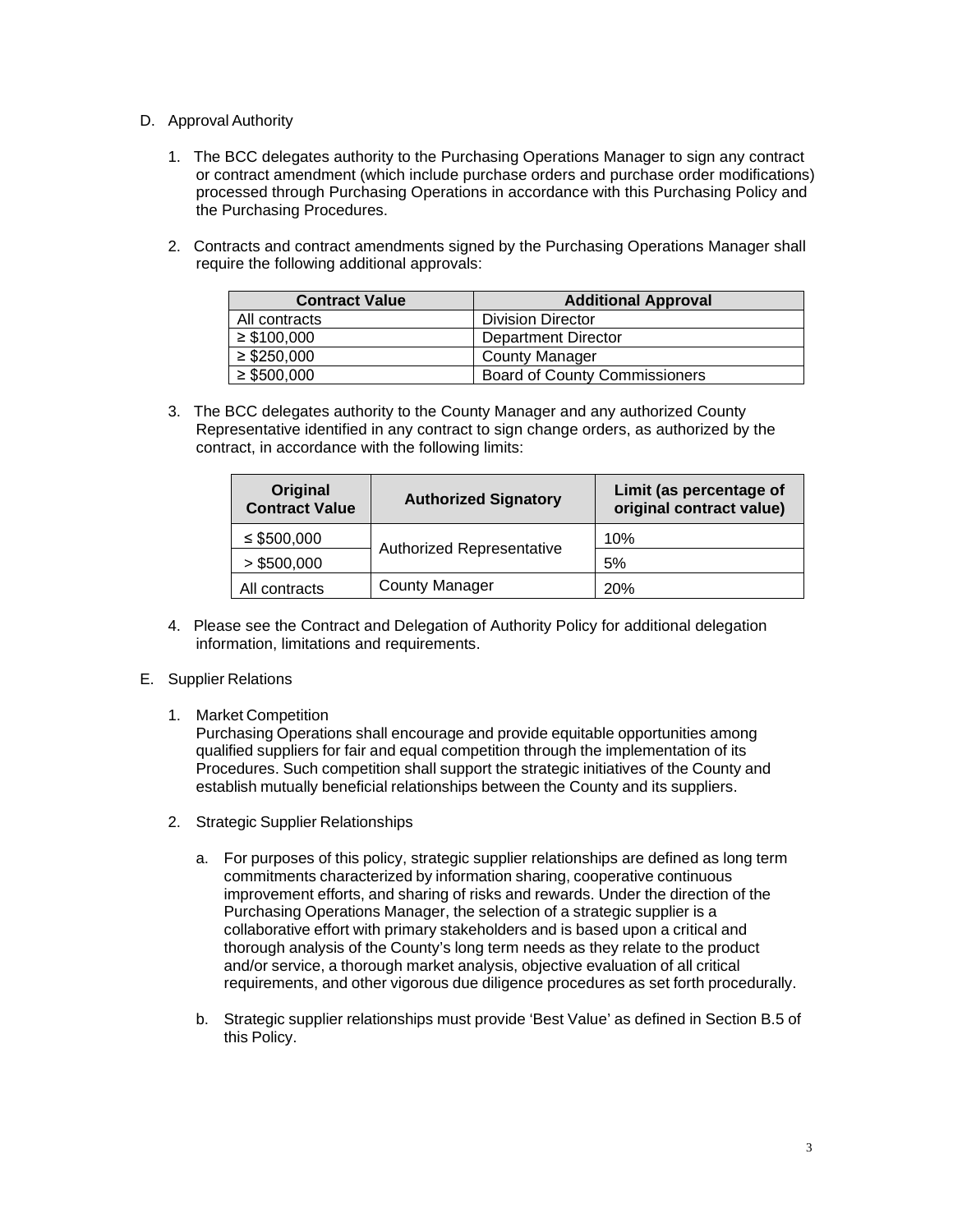D. Approval Authority

1. The BCC delegates authority to the Purchasing Operations Manager to sign any contract or contract amendment (which include purchase orders and purchase order modifications) processed through Purchasing Operations in accordance with this Purchasing Policy and the Purchasing Procedures.

2. Contracts and contract amendments signed by the Purchasing Operations Manager shall require the following additional approvals:

| Contract Value | Additional Approval |
|---|---|
| All contracts | Division Director |
| ≥ $100,000 | Department Director |
| ≥ $250,000 | County Manager |
| ≥ $500,000 | Board of County Commissioners |

3. The BCC delegates authority to the County Manager and any authorized County Representative identified in any contract to sign change orders, as authorized by the contract, in accordance with the following limits:

| Original Contract Value | Authorized Signatory | Limit (as percentage of original contract value) |
|---|---|---|
| ≤ $500,000 | Authorized Representative | 10% |
| > $500,000 | | 5% |
| All contracts | County Manager | 20% |

4. Please see the Contract and Delegation of Authority Policy for additional delegation information, limitations and requirements.

E. Supplier Relations

1. Market Competition
   Purchasing Operations shall encourage and provide equitable opportunities among qualified suppliers for fair and equal competition through the implementation of its Procedures. Such competition shall support the strategic initiatives of the County and establish mutually beneficial relationships between the County and its suppliers.

2. Strategic Supplier Relationships

   a. For purposes of this policy, strategic supplier relationships are defined as long term commitments characterized by information sharing, cooperative continuous improvement efforts, and sharing of risks and rewards. Under the direction of the Purchasing Operations Manager, the selection of a strategic supplier is a collaborative effort with primary stakeholders and is based upon a critical and thorough analysis of the County's long term needs as they relate to the product and/or service, a thorough market analysis, objective evaluation of all critical requirements, and other vigorous due diligence procedures as set forth procedurally.

   b. Strategic supplier relationships must provide 'Best Value' as defined in Section B.5 of this Policy.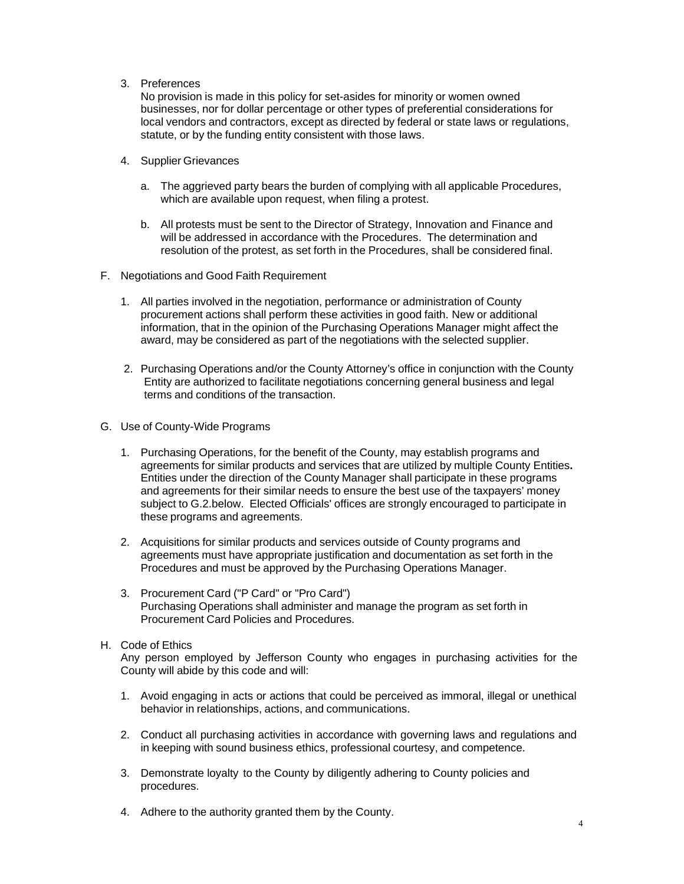3. Preferences
   No provision is made in this policy for set-asides for minority or women owned businesses, nor for dollar percentage or other types of preferential considerations for local vendors and contractors, except as directed by federal or state laws or regulations, statute, or by the funding entity consistent with those laws.

4. Supplier Grievances

   a. The aggrieved party bears the burden of complying with all applicable Procedures, which are available upon request, when filing a protest.

   b. All protests must be sent to the Director of Strategy, Innovation and Finance and will be addressed in accordance with the Procedures. The determination and resolution of the protest, as set forth in the Procedures, shall be considered final.

F. Negotiations and Good Faith Requirement

1. All parties involved in the negotiation, performance or administration of County procurement actions shall perform these activities in good faith. New or additional information, that in the opinion of the Purchasing Operations Manager might affect the award, may be considered as part of the negotiations with the selected supplier.

2. Purchasing Operations and/or the County Attorney's office in conjunction with the County Entity are authorized to facilitate negotiations concerning general business and legal terms and conditions of the transaction.

G. Use of County-Wide Programs

1. Purchasing Operations, for the benefit of the County, may establish programs and agreements for similar products and services that are utilized by multiple County Entities**.** Entities under the direction of the County Manager shall participate in these programs and agreements for their similar needs to ensure the best use of the taxpayers' money subject to G.2.below. Elected Officials' offices are strongly encouraged to participate in these programs and agreements.

2. Acquisitions for similar products and services outside of County programs and agreements must have appropriate justification and documentation as set forth in the Procedures and must be approved by the Purchasing Operations Manager.

3. Procurement Card ("P Card" or "Pro Card")
   Purchasing Operations shall administer and manage the program as set forth in Procurement Card Policies and Procedures.

H. Code of Ethics
Any person employed by Jefferson County who engages in purchasing activities for the County will abide by this code and will:

1. Avoid engaging in acts or actions that could be perceived as immoral, illegal or unethical behavior in relationships, actions, and communications.

2. Conduct all purchasing activities in accordance with governing laws and regulations and in keeping with sound business ethics, professional courtesy, and competence.

3. Demonstrate loyalty to the County by diligently adhering to County policies and procedures.

4. Adhere to the authority granted them by the County.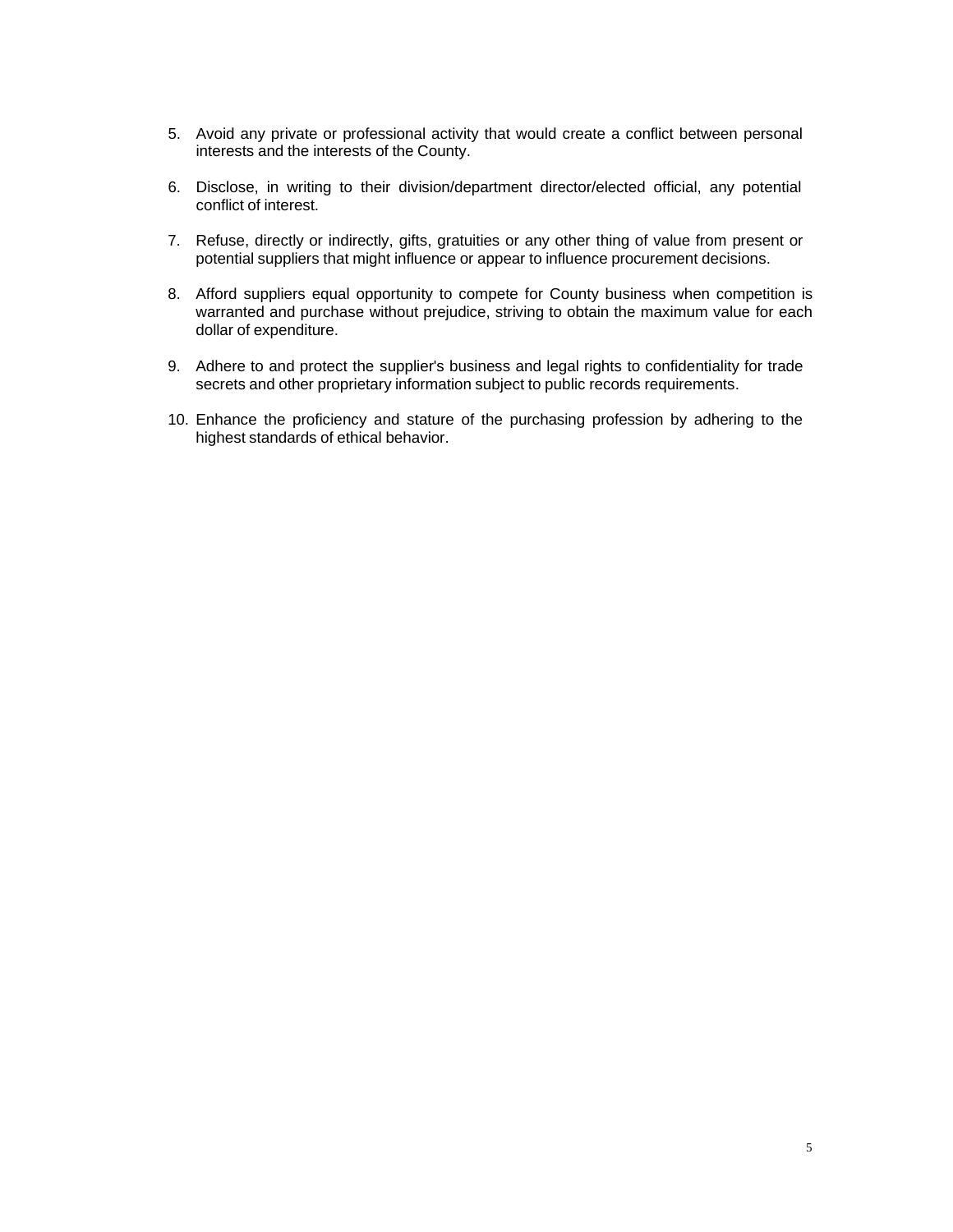5. Avoid any private or professional activity that would create a conflict between personal interests and the interests of the County.

6. Disclose, in writing to their division/department director/elected official, any potential conflict of interest.

7. Refuse, directly or indirectly, gifts, gratuities or any other thing of value from present or potential suppliers that might influence or appear to influence procurement decisions.

8. Afford suppliers equal opportunity to compete for County business when competition is warranted and purchase without prejudice, striving to obtain the maximum value for each dollar of expenditure.

9. Adhere to and protect the supplier's business and legal rights to confidentiality for trade secrets and other proprietary information subject to public records requirements.

10. Enhance the proficiency and stature of the purchasing profession by adhering to the highest standards of ethical behavior.